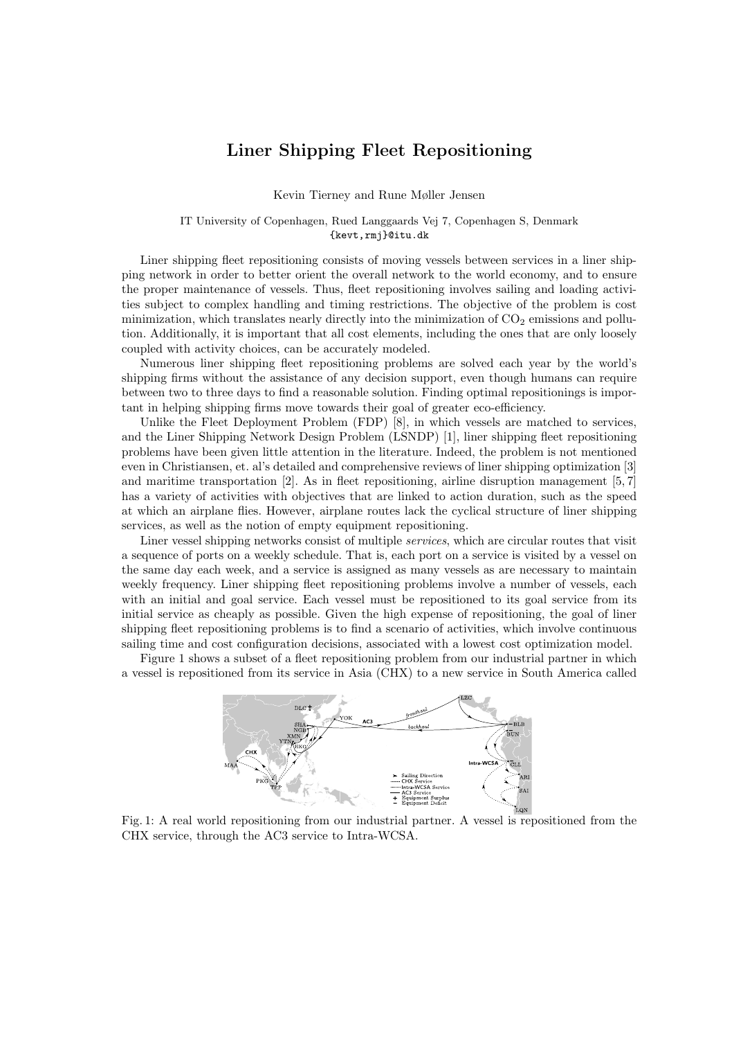# Liner Shipping Fleet Repositioning

Kevin Tierney and Rune Møller Jensen

IT University of Copenhagen, Rued Langgaards Vej 7, Copenhagen S, Denmark
`{kevt,rmj}@itu.dk`

Liner shipping fleet repositioning consists of moving vessels between services in a liner shipping network in order to better orient the overall network to the world economy, and to ensure the proper maintenance of vessels. Thus, fleet repositioning involves sailing and loading activities subject to complex handling and timing restrictions. The objective of the problem is cost minimization, which translates nearly directly into the minimization of $CO_2$ emissions and pollution. Additionally, it is important that all cost elements, including the ones that are only loosely coupled with activity choices, can be accurately modeled.

Numerous liner shipping fleet repositioning problems are solved each year by the world's shipping firms without the assistance of any decision support, even though humans can require between two to three days to find a reasonable solution. Finding optimal repositionings is important in helping shipping firms move towards their goal of greater eco-efficiency.

Unlike the Fleet Deployment Problem (FDP) [8], in which vessels are matched to services, and the Liner Shipping Network Design Problem (LSNDP) [1], liner shipping fleet repositioning problems have been given little attention in the literature. Indeed, the problem is not mentioned even in Christiansen, et. al's detailed and comprehensive reviews of liner shipping optimization [3] and maritime transportation [2]. As in fleet repositioning, airline disruption management [5, 7] has a variety of activities with objectives that are linked to action duration, such as the speed at which an airplane flies. However, airplane routes lack the cyclical structure of liner shipping services, as well as the notion of empty equipment repositioning.

Liner vessel shipping networks consist of multiple *services*, which are circular routes that visit a sequence of ports on a weekly schedule. That is, each port on a service is visited by a vessel on the same day each week, and a service is assigned as many vessels as are necessary to maintain weekly frequency. Liner shipping fleet repositioning problems involve a number of vessels, each with an initial and goal service. Each vessel must be repositioned to its goal service from its initial service as cheaply as possible. Given the high expense of repositioning, the goal of liner shipping fleet repositioning problems is to find a scenario of activities, which involve continuous sailing time and cost configuration decisions, associated with a lowest cost optimization model.

Figure 1 shows a subset of a fleet repositioning problem from our industrial partner in which a vessel is repositioned from its service in Asia (CHX) to a new service in South America called

Fig. 1: A real world repositioning from our industrial partner. A vessel is repositioned from the CHX service, through the AC3 service to Intra-WCSA.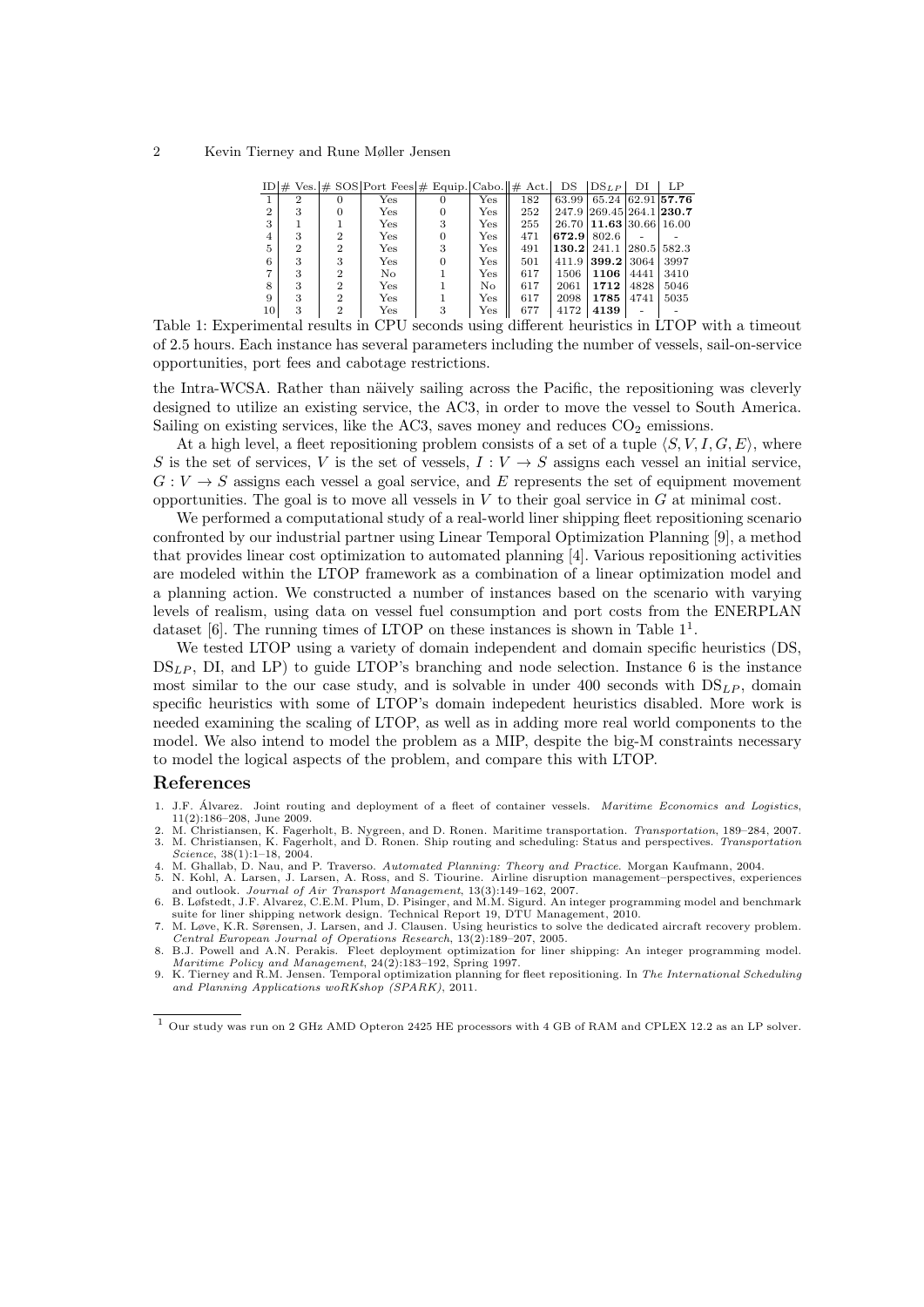| ID | # Ves. | # SOS | Port Fees | # Equip. | Cabo. | # Act. | DS | $DS_{LP}$ | DI | LP |
|---|---|---|---|---|---|---|---|---|---|---|
| 1 | 2 | 0 | Yes | 0 | Yes | 182 | 63.99 | 65.24 | 62.91 | **57.76** |
| 2 | 3 | 0 | Yes | 0 | Yes | 252 | 247.9 | 269.45 | 264.1 | **230.7** |
| 3 | 1 | 1 | Yes | 3 | Yes | 255 | 26.70 | **11.63** | 30.66 | 16.00 |
| 4 | 3 | 2 | Yes | 0 | Yes | 471 | **672.9** | 802.6 | - | - |
| 5 | 2 | 2 | Yes | 3 | Yes | 491 | **130.2** | 241.1 | 280.5 | 582.3 |
| 6 | 3 | 3 | Yes | 0 | Yes | 501 | 411.9 | **399.2** | 3064 | 3997 |
| 7 | 3 | 2 | No | 1 | Yes | 617 | 1506 | **1106** | 4441 | 3410 |
| 8 | 3 | 2 | Yes | 1 | No | 617 | 2061 | **1712** | 4828 | 5046 |
| 9 | 3 | 2 | Yes | 1 | Yes | 617 | 2098 | **1785** | 4741 | 5035 |
| 10 | 3 | 2 | Yes | 3 | Yes | 677 | 4172 | **4139** | - | - |

Table 1: Experimental results in CPU seconds using different heuristics in LTOP with a timeout of 2.5 hours. Each instance has several parameters including the number of vessels, sail-on-service opportunities, port fees and cabotage restrictions.

the Intra-WCSA. Rather than näively sailing across the Pacific, the repositioning was cleverly designed to utilize an existing service, the AC3, in order to move the vessel to South America. Sailing on existing services, like the AC3, saves money and reduces $CO_2$ emissions.

At a high level, a fleet repositioning problem consists of a set of a tuple $\langle S, V, I, G, E \rangle$, where $S$ is the set of services, $V$ is the set of vessels, $I : V \to S$ assigns each vessel an initial service, $G : V \to S$ assigns each vessel a goal service, and $E$ represents the set of equipment movement opportunities. The goal is to move all vessels in $V$ to their goal service in $G$ at minimal cost.

We performed a computational study of a real-world liner shipping fleet repositioning scenario confronted by our industrial partner using Linear Temporal Optimization Planning [9], a method that provides linear cost optimization to automated planning [4]. Various repositioning activities are modeled within the LTOP framework as a combination of a linear optimization model and a planning action. We constructed a number of instances based on the scenario with varying levels of realism, using data on vessel fuel consumption and port costs from the ENERPLAN dataset [6]. The running times of LTOP on these instances is shown in Table 1[1].

We tested LTOP using a variety of domain independent and domain specific heuristics (DS, $DS_{LP}$, DI, and LP) to guide LTOP's branching and node selection. Instance 6 is the instance most similar to the our case study, and is solvable in under 400 seconds with $DS_{LP}$, domain specific heuristics with some of LTOP's domain indepedent heuristics disabled. More work is needed examining the scaling of LTOP, as well as in adding more real world components to the model. We also intend to model the problem as a MIP, despite the big-M constraints necessary to model the logical aspects of the problem, and compare this with LTOP.

## References

1. J.F. Álvarez. Joint routing and deployment of a fleet of container vessels. *Maritime Economics and Logistics*, 11(2):186–208, June 2009.
2. M. Christiansen, K. Fagerholt, B. Nygreen, and D. Ronen. Maritime transportation. *Transportation*, 189–284, 2007.
3. M. Christiansen, K. Fagerholt, and D. Ronen. Ship routing and scheduling: Status and perspectives. *Transportation Science*, 38(1):1–18, 2004.
4. M. Ghallab, D. Nau, and P. Traverso. *Automated Planning: Theory and Practice*. Morgan Kaufmann, 2004.
5. N. Kohl, A. Larsen, J. Larsen, A. Ross, and S. Tiourine. Airline disruption management–perspectives, experiences and outlook. *Journal of Air Transport Management*, 13(3):149–162, 2007.
6. B. Løfstedt, J.F. Alvarez, C.E.M. Plum, D. Pisinger, and M.M. Sigurd. An integer programming model and benchmark suite for liner shipping network design. Technical Report 19, DTU Management, 2010.
7. M. Løve, K.R. Sørensen, J. Larsen, and J. Clausen. Using heuristics to solve the dedicated aircraft recovery problem. *Central European Journal of Operations Research*, 13(2):189–207, 2005.
8. B.J. Powell and A.N. Perakis. Fleet deployment optimization for liner shipping: An integer programming model. *Maritime Policy and Management*, 24(2):183–192, Spring 1997.
9. K. Tierney and R.M. Jensen. Temporal optimization planning for fleet repositioning. In *The International Scheduling and Planning Applications woRKshop (SPARK)*, 2011.

[1] Our study was run on 2 GHz AMD Opteron 2425 HE processors with 4 GB of RAM and CPLEX 12.2 as an LP solver.